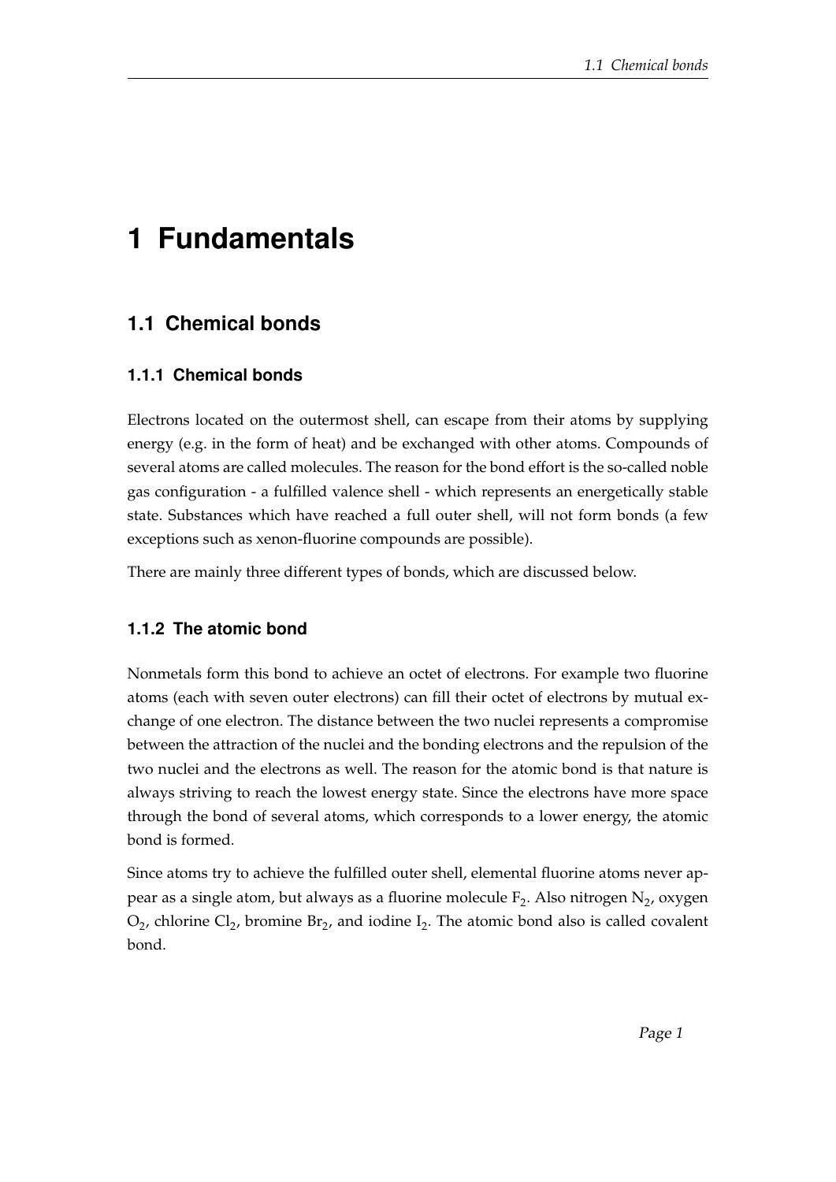# 1 Fundamentals

## 1.1 Chemical bonds

### 1.1.1 Chemical bonds

Electrons located on the outermost shell, can escape from their atoms by supplying energy (e.g. in the form of heat) and be exchanged with other atoms. Compounds of several atoms are called molecules. The reason for the bond effort is the so-called noble gas configuration - a fulfilled valence shell - which represents an energetically stable state. Substances which have reached a full outer shell, will not form bonds (a few exceptions such as xenon-fluorine compounds are possible).

There are mainly three different types of bonds, which are discussed below.

### 1.1.2 The atomic bond

Nonmetals form this bond to achieve an octet of electrons. For example two fluorine atoms (each with seven outer electrons) can fill their octet of electrons by mutual exchange of one electron. The distance between the two nuclei represents a compromise between the attraction of the nuclei and the bonding electrons and the repulsion of the two nuclei and the electrons as well. The reason for the atomic bond is that nature is always striving to reach the lowest energy state. Since the electrons have more space through the bond of several atoms, which corresponds to a lower energy, the atomic bond is formed.

Since atoms try to achieve the fulfilled outer shell, elemental fluorine atoms never appear as a single atom, but always as a fluorine molecule $F_2$. Also nitrogen $N_2$, oxygen $O_2$, chlorine $Cl_2$, bromine $Br_2$, and iodine $I_2$. The atomic bond also is called covalent bond.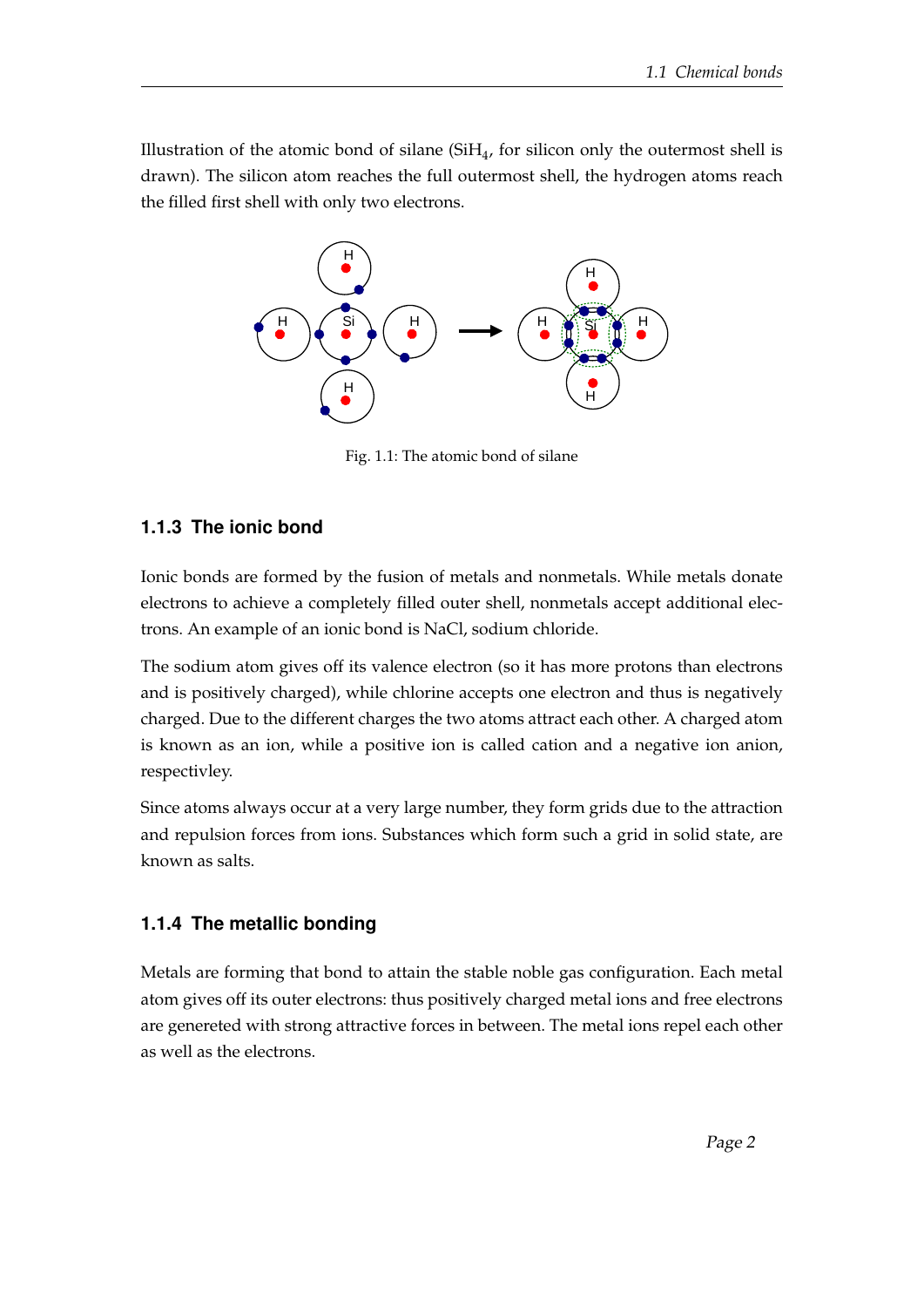Illustration of the atomic bond of silane ($SiH_4$, for silicon only the outermost shell is drawn). The silicon atom reaches the full outermost shell, the hydrogen atoms reach the filled first shell with only two electrons.

Fig. 1.1: The atomic bond of silane

### 1.1.3 The ionic bond

Ionic bonds are formed by the fusion of metals and nonmetals. While metals donate electrons to achieve a completely filled outer shell, nonmetals accept additional electrons. An example of an ionic bond is NaCl, sodium chloride.

The sodium atom gives off its valence electron (so it has more protons than electrons and is positively charged), while chlorine accepts one electron and thus is negatively charged. Due to the different charges the two atoms attract each other. A charged atom is known as an ion, while a positive ion is called cation and a negative ion anion, respectivley.

Since atoms always occur at a very large number, they form grids due to the attraction and repulsion forces from ions. Substances which form such a grid in solid state, are known as salts.

### 1.1.4 The metallic bonding

Metals are forming that bond to attain the stable noble gas configuration. Each metal atom gives off its outer electrons: thus positively charged metal ions and free electrons are genereted with strong attractive forces in between. The metal ions repel each other as well as the electrons.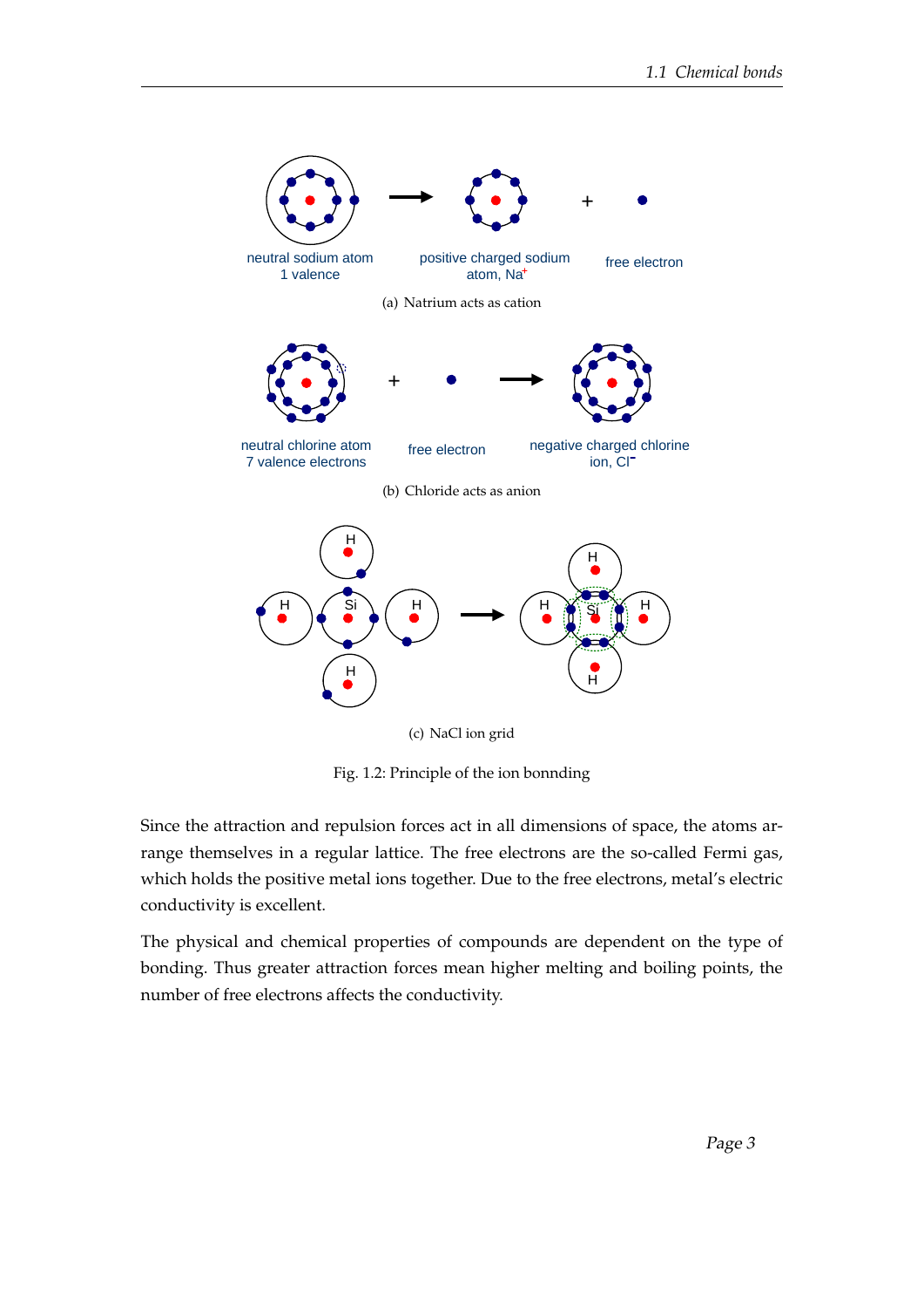(a) Natrium acts as cation

(b) Chloride acts as anion

(c) NaCl ion grid

Fig. 1.2: Principle of the ion bonnding

Since the attraction and repulsion forces act in all dimensions of space, the atoms arrange themselves in a regular lattice. The free electrons are the so-called Fermi gas, which holds the positive metal ions together. Due to the free electrons, metal's electric conductivity is excellent.

The physical and chemical properties of compounds are dependent on the type of bonding. Thus greater attraction forces mean higher melting and boiling points, the number of free electrons affects the conductivity.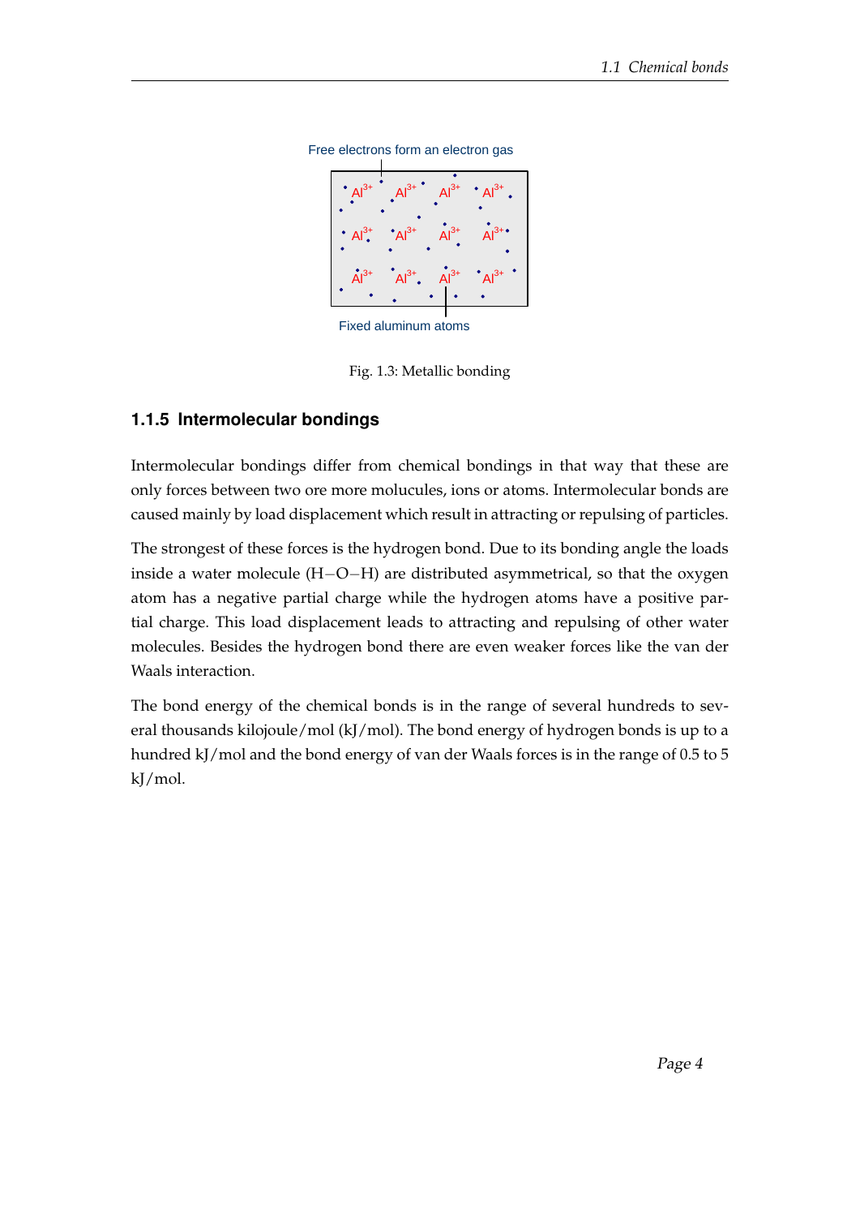Free electrons form an electron gas

$Al^{3+}$ $Al^{3+}$ $Al^{3+}$ $Al^{3+}$

$Al^{3+}$ $Al^{3+}$ $Al^{3+}$ $Al^{3+}$

$Al^{3+}$ $Al^{3+}$ $Al^{3+}$ $Al^{3+}$

Fixed aluminum atoms

Fig. 1.3: Metallic bonding

### 1.1.5 Intermolecular bondings

Intermolecular bondings differ from chemical bondings in that way that these are only forces between two ore more molucules, ions or atoms. Intermolecular bonds are caused mainly by load displacement which result in attracting or repulsing of particles.

The strongest of these forces is the hydrogen bond. Due to its bonding angle the loads inside a water molecule (H−O−H) are distributed asymmetrical, so that the oxygen atom has a negative partial charge while the hydrogen atoms have a positive partial charge. This load displacement leads to attracting and repulsing of other water molecules. Besides the hydrogen bond there are even weaker forces like the van der Waals interaction.

The bond energy of the chemical bonds is in the range of several hundreds to several thousands kilojoule/mol (kJ/mol). The bond energy of hydrogen bonds is up to a hundred kJ/mol and the bond energy of van der Waals forces is in the range of 0.5 to 5 kJ/mol.